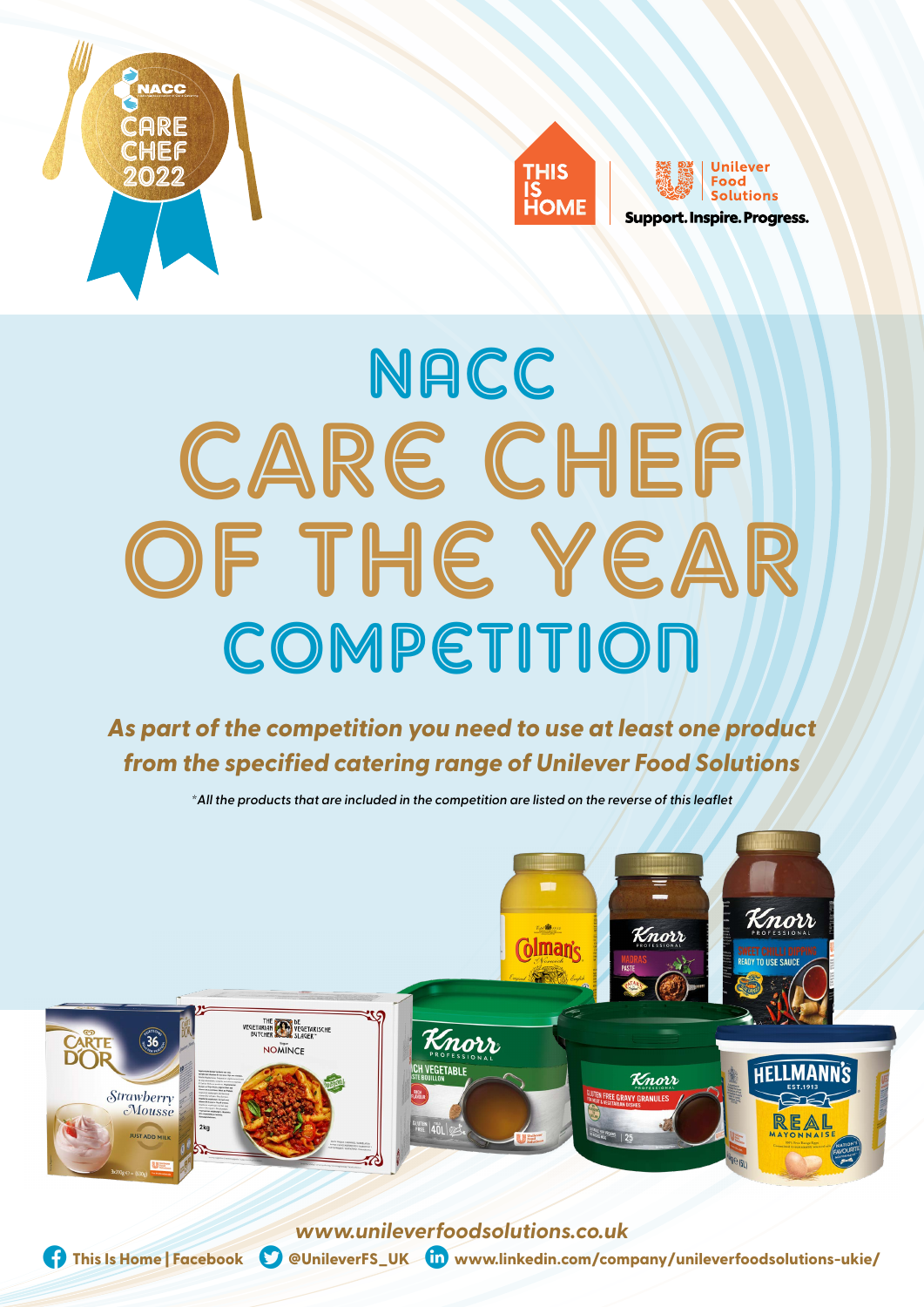# NACC
# CARE CHEF OF THE YEAR
# COMPETITION

***As part of the competition you need to use at least one product from the specified catering range of Unilever Food Solutions***

*\*All the products that are included in the competition are listed on the reverse of this leaflet*

***www.unileverfoodsolutions.co.uk***

**This Is Home | Facebook** **@UnileverFS_UK** **www.linkedin.com/company/unileverfoodsolutions-ukie/**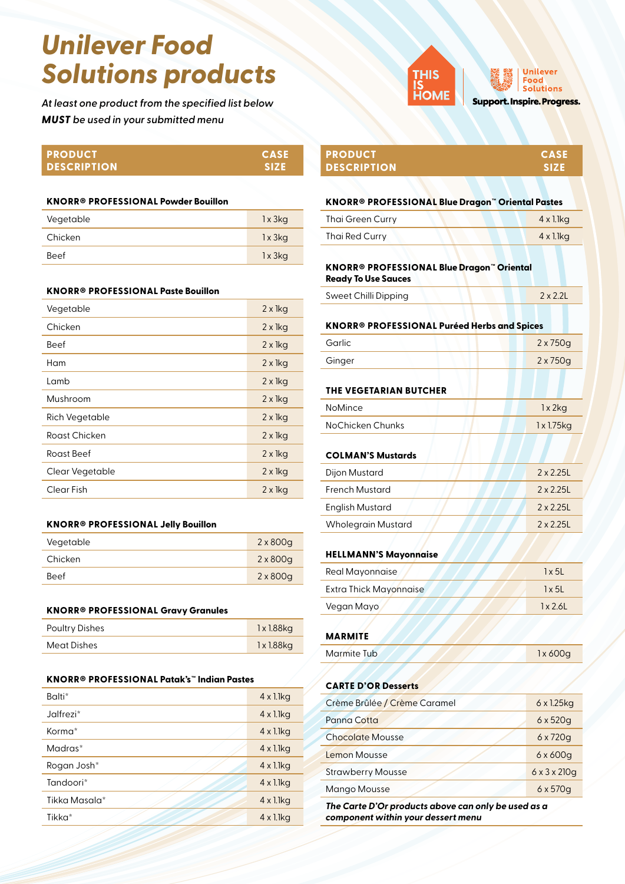# Unilever Food Solutions products

*At least one product from the specified list below **MUST** be used in your submitted menu*

THIS IS HOME

Unilever Food Solutions
Support. Inspire. Progress.

| PRODUCT DESCRIPTION | CASE SIZE |
|---|---|
| **KNORR® PROFESSIONAL Powder Bouillon** | |
| Vegetable | 1 x 3kg |
| Chicken | 1 x 3kg |
| Beef | 1 x 3kg |
| **KNORR® PROFESSIONAL Paste Bouillon** | |
| Vegetable | 2 x 1kg |
| Chicken | 2 x 1kg |
| Beef | 2 x 1kg |
| Ham | 2 x 1kg |
| Lamb | 2 x 1kg |
| Mushroom | 2 x 1kg |
| Rich Vegetable | 2 x 1kg |
| Roast Chicken | 2 x 1kg |
| Roast Beef | 2 x 1kg |
| Clear Vegetable | 2 x 1kg |
| Clear Fish | 2 x 1kg |
| **KNORR® PROFESSIONAL Jelly Bouillon** | |
| Vegetable | 2 x 800g |
| Chicken | 2 x 800g |
| Beef | 2 x 800g |
| **KNORR® PROFESSIONAL Gravy Granules** | |
| Poultry Dishes | 1 x 1.88kg |
| Meat Dishes | 1 x 1.88kg |
| **KNORR® PROFESSIONAL Patak's™ Indian Pastes** | |
| Balti* | 4 x 1.1kg |
| Jalfrezi* | 4 x 1.1kg |
| Korma* | 4 x 1.1kg |
| Madras* | 4 x 1.1kg |
| Rogan Josh* | 4 x 1.1kg |
| Tandoori* | 4 x 1.1kg |
| Tikka Masala* | 4 x 1.1kg |
| Tikka* | 4 x 1.1kg |

| PRODUCT DESCRIPTION | CASE SIZE |
|---|---|
| **KNORR® PROFESSIONAL Blue Dragon™ Oriental Pastes** | |
| Thai Green Curry | 4 x 1.1kg |
| Thai Red Curry | 4 x 1.1kg |
| **KNORR® PROFESSIONAL Blue Dragon™ Oriental Ready To Use Sauces** | |
| Sweet Chilli Dipping | 2 x 2.2L |
| **KNORR® PROFESSIONAL Puréed Herbs and Spices** | |
| Garlic | 2 x 750g |
| Ginger | 2 x 750g |
| **THE VEGETARIAN BUTCHER** | |
| NoMince | 1 x 2kg |
| NoChicken Chunks | 1 x 1.75kg |
| **COLMAN'S Mustards** | |
| Dijon Mustard | 2 x 2.25L |
| French Mustard | 2 x 2.25L |
| English Mustard | 2 x 2.25L |
| Wholegrain Mustard | 2 x 2.25L |
| **HELLMANN'S Mayonnaise** | |
| Real Mayonnaise | 1 x 5L |
| Extra Thick Mayonnaise | 1 x 5L |
| Vegan Mayo | 1 x 2.6L |
| **MARMITE** | |
| Marmite Tub | 1 x 600g |
| **CARTE D'OR Desserts** | |
| Crème Brûlée / Crème Caramel | 6 x 1.25kg |
| Panna Cotta | 6 x 520g |
| Chocolate Mousse | 6 x 720g |
| Lemon Mousse | 6 x 600g |
| Strawberry Mousse | 6 x 3 x 210g |
| Mango Mousse | 6 x 570g |

***The Carte D'Or products above can only be used as a component within your dessert menu***